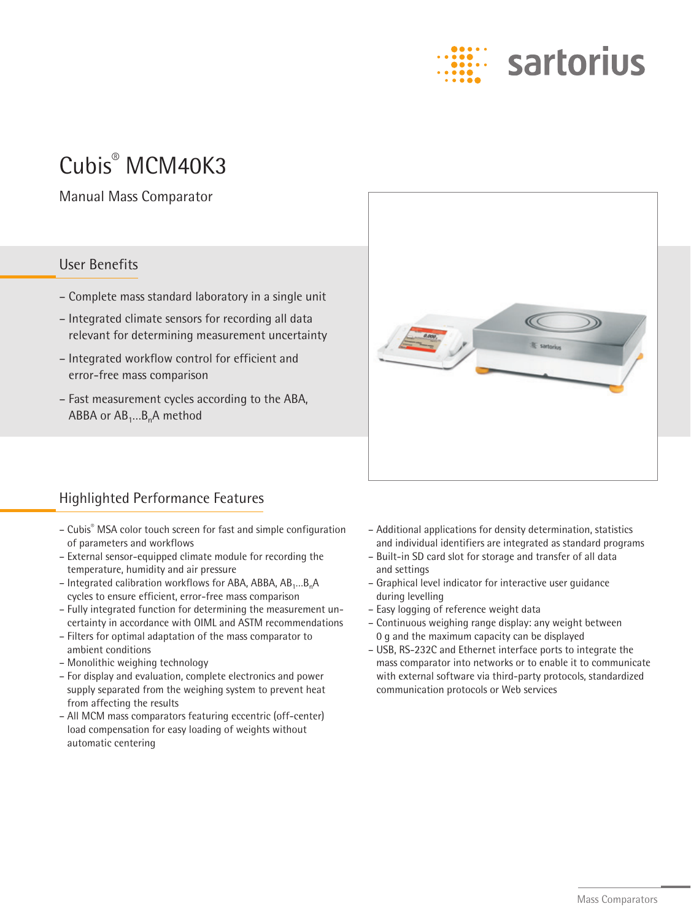sartorius

# Cubis® MCM40K3

Manual Mass Comparator

## User Benefits

- Complete mass standard laboratory in a single unit
- Integrated climate sensors for recording all data relevant for determining measurement uncertainty
- Integrated workflow control for efficient and error-free mass comparison
- Fast measurement cycles according to the ABA, ABBA or $AB_1 \ldots B_nA$ method

## Highlighted Performance Features

- Cubis® MSA color touch screen for fast and simple configuration of parameters and workflows
- External sensor-equipped climate module for recording the temperature, humidity and air pressure
- Integrated calibration workflows for ABA, ABBA, $AB_1 \ldots B_nA$ cycles to ensure efficient, error-free mass comparison
- Fully integrated function for determining the measurement uncertainty in accordance with OIML and ASTM recommendations
- Filters for optimal adaptation of the mass comparator to ambient conditions
- Monolithic weighing technology
- For display and evaluation, complete electronics and power supply separated from the weighing system to prevent heat from affecting the results
- All MCM mass comparators featuring eccentric (off-center) load compensation for easy loading of weights without automatic centering
- Additional applications for density determination, statistics and individual identifiers are integrated as standard programs
- Built-in SD card slot for storage and transfer of all data and settings
- Graphical level indicator for interactive user guidance during levelling
- Easy logging of reference weight data
- Continuous weighing range display: any weight between 0 g and the maximum capacity can be displayed
- USB, RS-232C and Ethernet interface ports to integrate the mass comparator into networks or to enable it to communicate with external software via third-party protocols, standardized communication protocols or Web services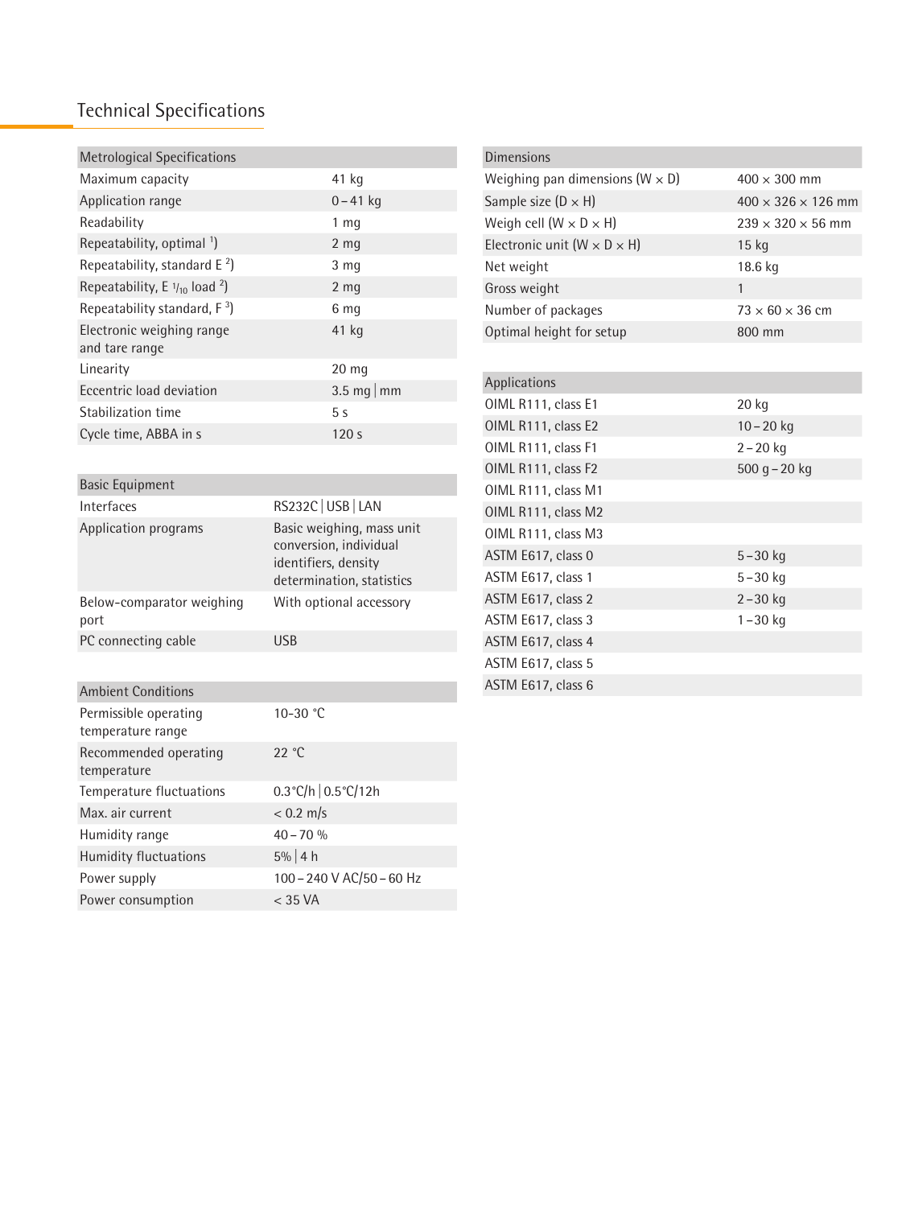## Technical Specifications

| Metrological Specifications | |
|---|---|
| Maximum capacity | 41 kg |
| Application range | 0 – 41 kg |
| Readability | 1 mg |
| Repeatability, optimal [1]) | 2 mg |
| Repeatability, standard E [2]) | 3 mg |
| Repeatability, E $^{1}/_{10}$ load [2]) | 2 mg |
| Repeatability standard, F [3]) | 6 mg |
| Electronic weighing range and tare range | 41 kg |
| Linearity | 20 mg |
| Eccentric load deviation | 3.5 mg \| mm |
| Stabilization time | 5 s |
| Cycle time, ABBA in s | 120 s |

| Basic Equipment | |
|---|---|
| Interfaces | RS232C \| USB \| LAN |
| Application programs | Basic weighing, mass unit conversion, individual identifiers, density determination, statistics |
| Below-comparator weighing port | With optional accessory |
| PC connecting cable | USB |

| Ambient Conditions | |
|---|---|
| Permissible operating temperature range | 10-30 °C |
| Recommended operating temperature | 22 °C |
| Temperature fluctuations | 0.3°C/h \| 0.5°C/12h |
| Max. air current | < 0.2 m/s |
| Humidity range | 40 – 70 % |
| Humidity fluctuations | 5% \| 4 h |
| Power supply | 100 – 240 V AC/50 – 60 Hz |
| Power consumption | < 35 VA |

| Dimensions | |
|---|---|
| Weighing pan dimensions (W × D) | 400 × 300 mm |
| Sample size (D × H) | 400 × 326 × 126 mm |
| Weigh cell (W × D × H) | 239 × 320 × 56 mm |
| Electronic unit (W × D × H) | 15 kg |
| Net weight | 18.6 kg |
| Gross weight | 1 |
| Number of packages | 73 × 60 × 36 cm |
| Optimal height for setup | 800 mm |

| Applications | |
|---|---|
| OIML R111, class E1 | 20 kg |
| OIML R111, class E2 | 10 – 20 kg |
| OIML R111, class F1 | 2 – 20 kg |
| OIML R111, class F2 | 500 g – 20 kg |
| OIML R111, class M1 | |
| OIML R111, class M2 | |
| OIML R111, class M3 | |
| ASTM E617, class 0 | 5 – 30 kg |
| ASTM E617, class 1 | 5 – 30 kg |
| ASTM E617, class 2 | 2 – 30 kg |
| ASTM E617, class 3 | 1 – 30 kg |
| ASTM E617, class 4 | |
| ASTM E617, class 5 | |
| ASTM E617, class 6 | |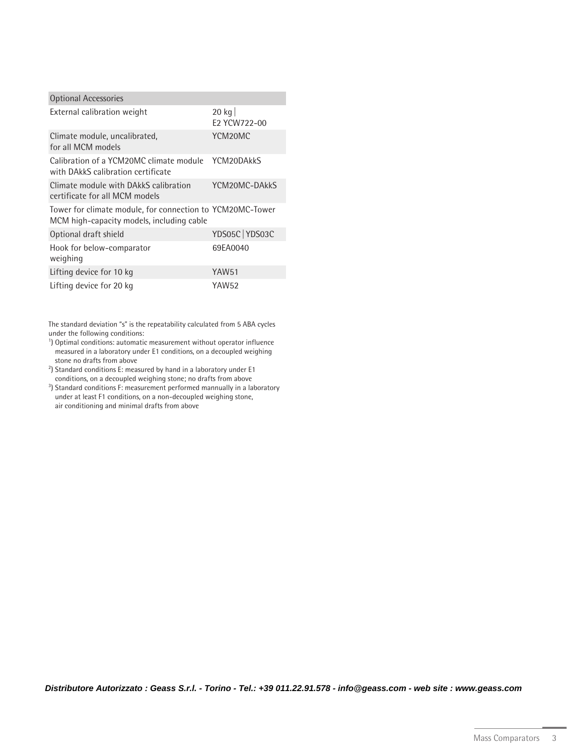| Optional Accessories | |
|---|---|
| External calibration weight | 20 kg \| E2 YCW722-00 |
| Climate module, uncalibrated, for all MCM models | YCM20MC |
| Calibration of a YCM20MC climate module with DAkkS calibration certificate | YCM20DAkkS |
| Climate module with DAkkS calibration certificate for all MCM models | YCM20MC-DAkkS |
| Tower for climate module, for connection to MCM high-capacity models, including cable | YCM20MC-Tower |
| Optional draft shield | YDS05C \| YDS03C |
| Hook for below-comparator weighing | 69EA0040 |
| Lifting device for 10 kg | YAW51 |
| Lifting device for 20 kg | YAW52 |

The standard deviation "s" is the repeatability calculated from 5 ABA cycles under the following conditions:

[1]) Optimal conditions: automatic measurement without operator influence measured in a laboratory under E1 conditions, on a decoupled weighing stone no drafts from above

[2]) Standard conditions E: measured by hand in a laboratory under E1 conditions, on a decoupled weighing stone; no drafts from above

[3]) Standard conditions F: measurement performed mannually in a laboratory under at least F1 conditions, on a non-decoupled weighing stone, air conditioning and minimal drafts from above

***Distributore Autorizzato : Geass S.r.l. - Torino - Tel.: +39 011.22.91.578 - info@geass.com - web site : www.geass.com***